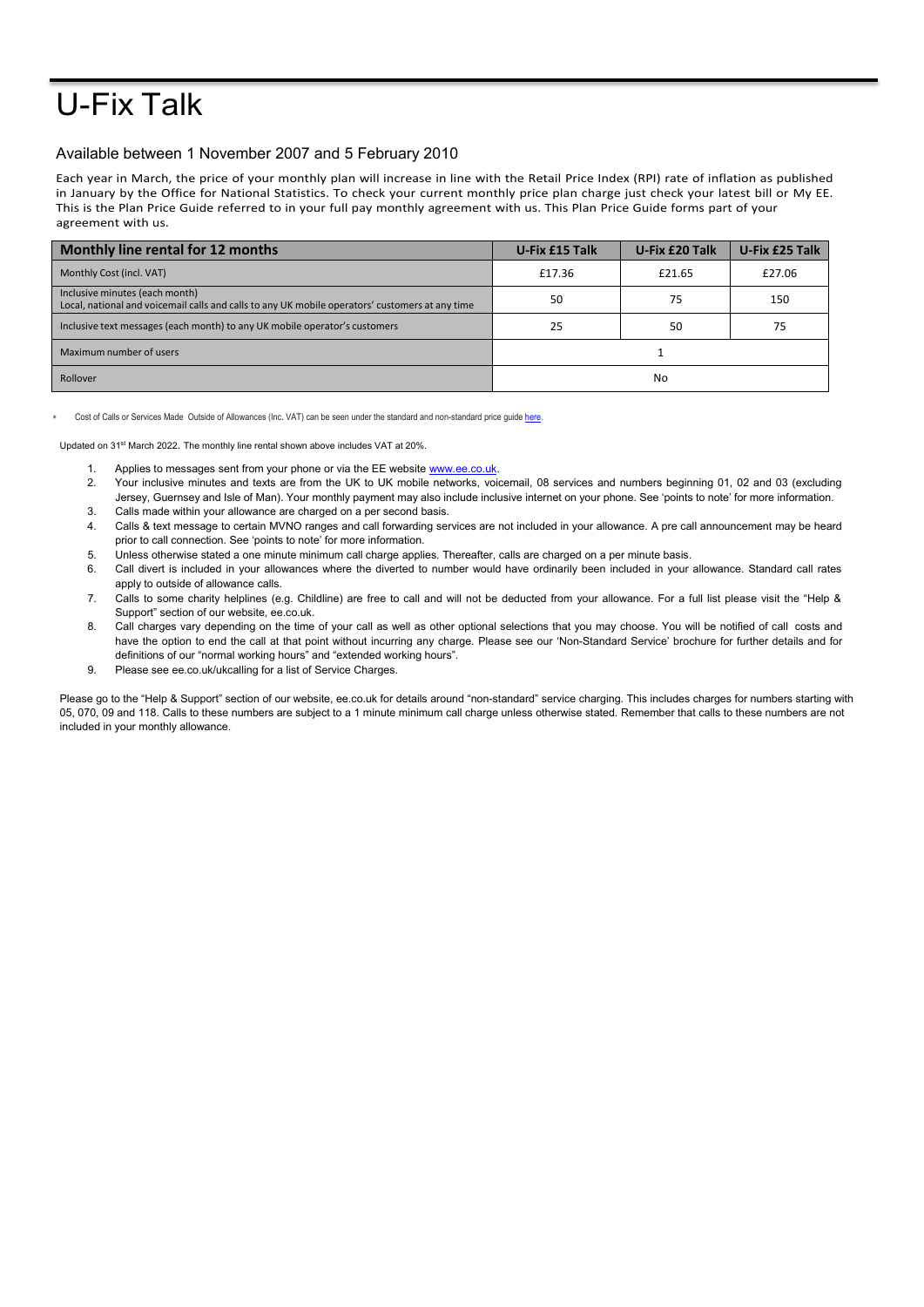# U-Fix Talk

## Available between 1 November 2007 and 5 February 2010

Each year in March, the price of your monthly plan will increase in line with the Retail Price Index (RPI) rate of inflation as published in January by the Office for National Statistics. To check your current monthly price plan charge just check your latest bill or My EE. This is the Plan Price Guide referred to in your full pay monthly agreement with us. This Plan Price Guide forms part of your agreement with us.

| Monthly line rental for 12 months | U-Fix £15 Talk | U-Fix £20 Talk | U-Fix £25 Talk |
|---|---|---|---|
| Monthly Cost (incl. VAT) | £17.36 | £21.65 | £27.06 |
| Inclusive minutes (each month)<br>Local, national and voicemail calls and calls to any UK mobile operators' customers at any time | 50 | 75 | 150 |
| Inclusive text messages (each month) to any UK mobile operator's customers | 25 | 50 | 75 |
| Maximum number of users | 1 | | |
| Rollover | No | | |

* Cost of Calls or Services Made Outside of Allowances (Inc. VAT) can be seen under the standard and non-standard price guide here.

Updated on 31st March 2022. The monthly line rental shown above includes VAT at 20%.

1. Applies to messages sent from your phone or via the EE website www.ee.co.uk.
2. Your inclusive minutes and texts are from the UK to UK mobile networks, voicemail, 08 services and numbers beginning 01, 02 and 03 (excluding Jersey, Guernsey and Isle of Man). Your monthly payment may also include inclusive internet on your phone. See 'points to note' for more information.
3. Calls made within your allowance are charged on a per second basis.
4. Calls & text message to certain MVNO ranges and call forwarding services are not included in your allowance. A pre call announcement may be heard prior to call connection. See 'points to note' for more information.
5. Unless otherwise stated a one minute minimum call charge applies. Thereafter, calls are charged on a per minute basis.
6. Call divert is included in your allowances where the diverted to number would have ordinarily been included in your allowance. Standard call rates apply to outside of allowance calls.
7. Calls to some charity helplines (e.g. Childline) are free to call and will not be deducted from your allowance. For a full list please visit the "Help & Support" section of our website, ee.co.uk.
8. Call charges vary depending on the time of your call as well as other optional selections that you may choose. You will be notified of call costs and have the option to end the call at that point without incurring any charge. Please see our 'Non-Standard Service' brochure for further details and for definitions of our "normal working hours" and "extended working hours".
9. Please see ee.co.uk/ukcalling for a list of Service Charges.

Please go to the "Help & Support" section of our website, ee.co.uk for details around "non-standard" service charging. This includes charges for numbers starting with 05, 070, 09 and 118. Calls to these numbers are subject to a 1 minute minimum call charge unless otherwise stated. Remember that calls to these numbers are not included in your monthly allowance.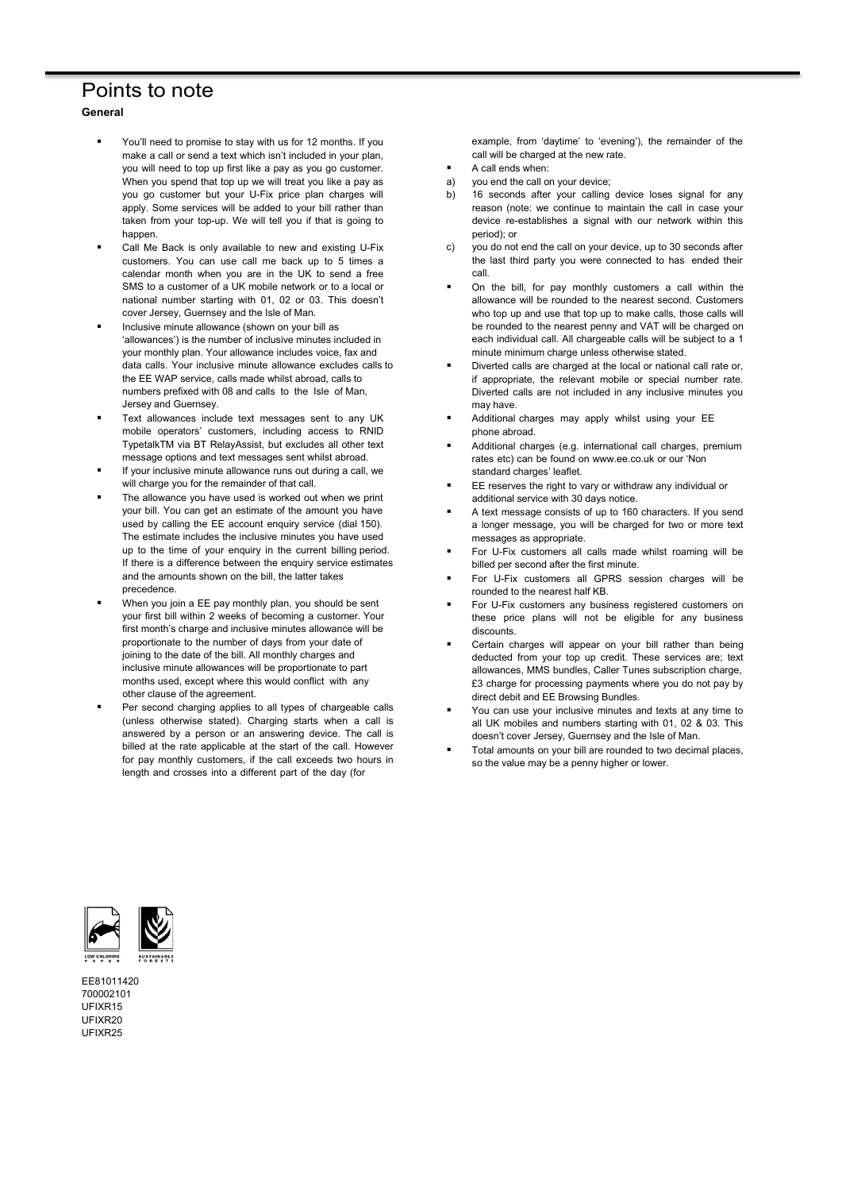# Points to note

**General**

- You'll need to promise to stay with us for 12 months. If you make a call or send a text which isn't included in your plan, you will need to top up first like a pay as you go customer. When you spend that top up we will treat you like a pay as you go customer but your U-Fix price plan charges will apply. Some services will be added to your bill rather than taken from your top-up. We will tell you if that is going to happen.
- Call Me Back is only available to new and existing U-Fix customers. You can use call me back up to 5 times a calendar month when you are in the UK to send a free SMS to a customer of a UK mobile network or to a local or national number starting with 01, 02 or 03. This doesn't cover Jersey, Guernsey and the Isle of Man.
- Inclusive minute allowance (shown on your bill as 'allowances') is the number of inclusive minutes included in your monthly plan. Your allowance includes voice, fax and data calls. Your inclusive minute allowance excludes calls to the EE WAP service, calls made whilst abroad, calls to numbers prefixed with 08 and calls to the Isle of Man, Jersey and Guernsey.
- Text allowances include text messages sent to any UK mobile operators' customers, including access to RNID TypetalkTM via BT RelayAssist, but excludes all other text message options and text messages sent whilst abroad.
- If your inclusive minute allowance runs out during a call, we will charge you for the remainder of that call.
- The allowance you have used is worked out when we print your bill. You can get an estimate of the amount you have used by calling the EE account enquiry service (dial 150). The estimate includes the inclusive minutes you have used up to the time of your enquiry in the current billing period. If there is a difference between the enquiry service estimates and the amounts shown on the bill, the latter takes precedence.
- When you join a EE pay monthly plan, you should be sent your first bill within 2 weeks of becoming a customer. Your first month's charge and inclusive minutes allowance will be proportionate to the number of days from your date of joining to the date of the bill. All monthly charges and inclusive minute allowances will be proportionate to part months used, except where this would conflict with any other clause of the agreement.
- Per second charging applies to all types of chargeable calls (unless otherwise stated). Charging starts when a call is answered by a person or an answering device. The call is billed at the rate applicable at the start of the call. However for pay monthly customers, if the call exceeds two hours in length and crosses into a different part of the day (for example, from 'daytime' to 'evening'), the remainder of the call will be charged at the new rate.
- A call ends when:
  a) you end the call on your device;
  b) 16 seconds after your calling device loses signal for any reason (note: we continue to maintain the call in case your device re-establishes a signal with our network within this period); or
  c) you do not end the call on your device, up to 30 seconds after the last third party you were connected to has ended their call.
- On the bill, for pay monthly customers a call within the allowance will be rounded to the nearest second. Customers who top up and use that top up to make calls, those calls will be rounded to the nearest penny and VAT will be charged on each individual call. All chargeable calls will be subject to a 1 minute minimum charge unless otherwise stated.
- Diverted calls are charged at the local or national call rate or, if appropriate, the relevant mobile or special number rate. Diverted calls are not included in any inclusive minutes you may have.
- Additional charges may apply whilst using your EE phone abroad.
- Additional charges (e.g. international call charges, premium rates etc) can be found on www.ee.co.uk or our 'Non standard charges' leaflet.
- EE reserves the right to vary or withdraw any individual or additional service with 30 days notice.
- A text message consists of up to 160 characters. If you send a longer message, you will be charged for two or more text messages as appropriate.
- For U-Fix customers all calls made whilst roaming will be billed per second after the first minute.
- For U-Fix customers all GPRS session charges will be rounded to the nearest half KB.
- For U-Fix customers any business registered customers on these price plans will not be eligible for any business discounts.
- Certain charges will appear on your bill rather than being deducted from your top up credit. These services are; text allowances, MMS bundles, Caller Tunes subscription charge, £3 charge for processing payments where you do not pay by direct debit and EE Browsing Bundles.
- You can use your inclusive minutes and texts at any time to all UK mobiles and numbers starting with 01, 02 & 03. This doesn't cover Jersey, Guernsey and the Isle of Man.
- Total amounts on your bill are rounded to two decimal places, so the value may be a penny higher or lower.

LOW CHLORINE PAPER SUSTAINABLE FORESTS

EE81011420
700002101
UFIXR15
UFIXR20
UFIXR25